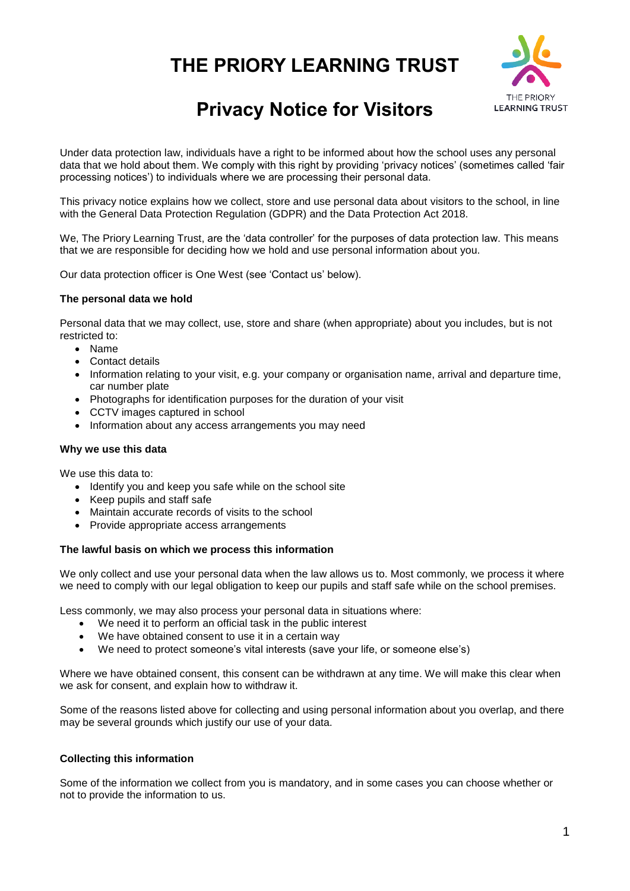# THE PRIORY LEARNING TRUST

## Privacy Notice for Visitors

Under data protection law, individuals have a right to be informed about how the school uses any personal data that we hold about them. We comply with this right by providing 'privacy notices' (sometimes called 'fair processing notices') to individuals where we are processing their personal data.

This privacy notice explains how we collect, store and use personal data about visitors to the school, in line with the General Data Protection Regulation (GDPR) and the Data Protection Act 2018.

We, The Priory Learning Trust, are the 'data controller' for the purposes of data protection law. This means that we are responsible for deciding how we hold and use personal information about you.

Our data protection officer is One West (see 'Contact us' below).

### The personal data we hold

Personal data that we may collect, use, store and share (when appropriate) about you includes, but is not restricted to:

- Name
- Contact details
- Information relating to your visit, e.g. your company or organisation name, arrival and departure time, car number plate
- Photographs for identification purposes for the duration of your visit
- CCTV images captured in school
- Information about any access arrangements you may need

### Why we use this data

We use this data to:

- Identify you and keep you safe while on the school site
- Keep pupils and staff safe
- Maintain accurate records of visits to the school
- Provide appropriate access arrangements

### The lawful basis on which we process this information

We only collect and use your personal data when the law allows us to. Most commonly, we process it where we need to comply with our legal obligation to keep our pupils and staff safe while on the school premises.

Less commonly, we may also process your personal data in situations where:

- We need it to perform an official task in the public interest
- We have obtained consent to use it in a certain way
- We need to protect someone's vital interests (save your life, or someone else's)

Where we have obtained consent, this consent can be withdrawn at any time. We will make this clear when we ask for consent, and explain how to withdraw it.

Some of the reasons listed above for collecting and using personal information about you overlap, and there may be several grounds which justify our use of your data.

### Collecting this information

Some of the information we collect from you is mandatory, and in some cases you can choose whether or not to provide the information to us.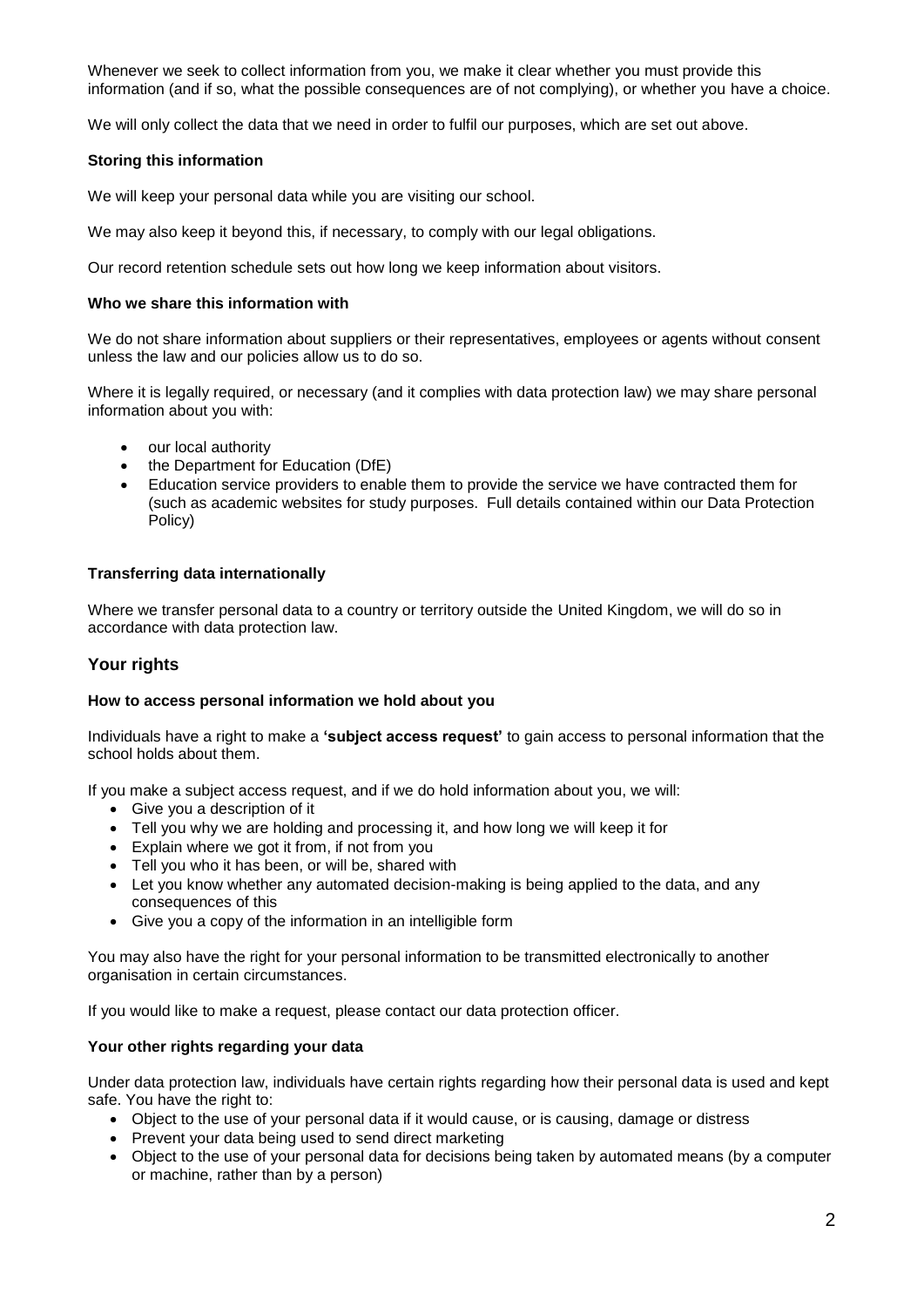Whenever we seek to collect information from you, we make it clear whether you must provide this information (and if so, what the possible consequences are of not complying), or whether you have a choice.

We will only collect the data that we need in order to fulfil our purposes, which are set out above.

**Storing this information**

We will keep your personal data while you are visiting our school.

We may also keep it beyond this, if necessary, to comply with our legal obligations.

Our record retention schedule sets out how long we keep information about visitors.

**Who we share this information with**

We do not share information about suppliers or their representatives, employees or agents without consent unless the law and our policies allow us to do so.

Where it is legally required, or necessary (and it complies with data protection law) we may share personal information about you with:

- our local authority
- the Department for Education (DfE)
- Education service providers to enable them to provide the service we have contracted them for (such as academic websites for study purposes. Full details contained within our Data Protection Policy)

**Transferring data internationally**

Where we transfer personal data to a country or territory outside the United Kingdom, we will do so in accordance with data protection law.

## Your rights

**How to access personal information we hold about you**

Individuals have a right to make a **'subject access request'** to gain access to personal information that the school holds about them.

If you make a subject access request, and if we do hold information about you, we will:

- Give you a description of it
- Tell you why we are holding and processing it, and how long we will keep it for
- Explain where we got it from, if not from you
- Tell you who it has been, or will be, shared with
- Let you know whether any automated decision-making is being applied to the data, and any consequences of this
- Give you a copy of the information in an intelligible form

You may also have the right for your personal information to be transmitted electronically to another organisation in certain circumstances.

If you would like to make a request, please contact our data protection officer.

**Your other rights regarding your data**

Under data protection law, individuals have certain rights regarding how their personal data is used and kept safe. You have the right to:

- Object to the use of your personal data if it would cause, or is causing, damage or distress
- Prevent your data being used to send direct marketing
- Object to the use of your personal data for decisions being taken by automated means (by a computer or machine, rather than by a person)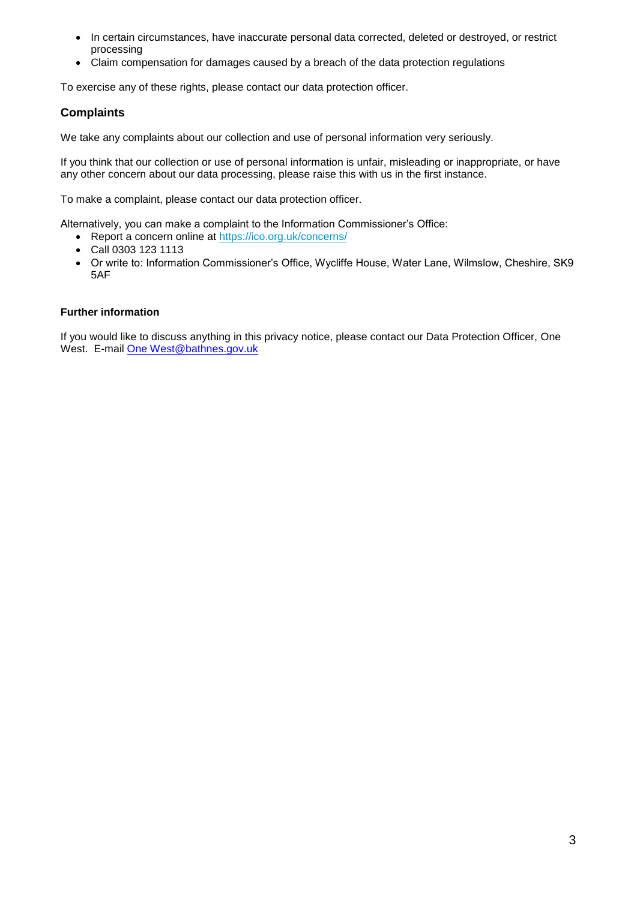- In certain circumstances, have inaccurate personal data corrected, deleted or destroyed, or restrict processing
- Claim compensation for damages caused by a breach of the data protection regulations

To exercise any of these rights, please contact our data protection officer.

## Complaints

We take any complaints about our collection and use of personal information very seriously.

If you think that our collection or use of personal information is unfair, misleading or inappropriate, or have any other concern about our data processing, please raise this with us in the first instance.

To make a complaint, please contact our data protection officer.

Alternatively, you can make a complaint to the Information Commissioner's Office:

- Report a concern online at https://ico.org.uk/concerns/
- Call 0303 123 1113
- Or write to: Information Commissioner's Office, Wycliffe House, Water Lane, Wilmslow, Cheshire, SK9 5AF

### Further information

If you would like to discuss anything in this privacy notice, please contact our Data Protection Officer, One West. E-mail One West@bathnes.gov.uk